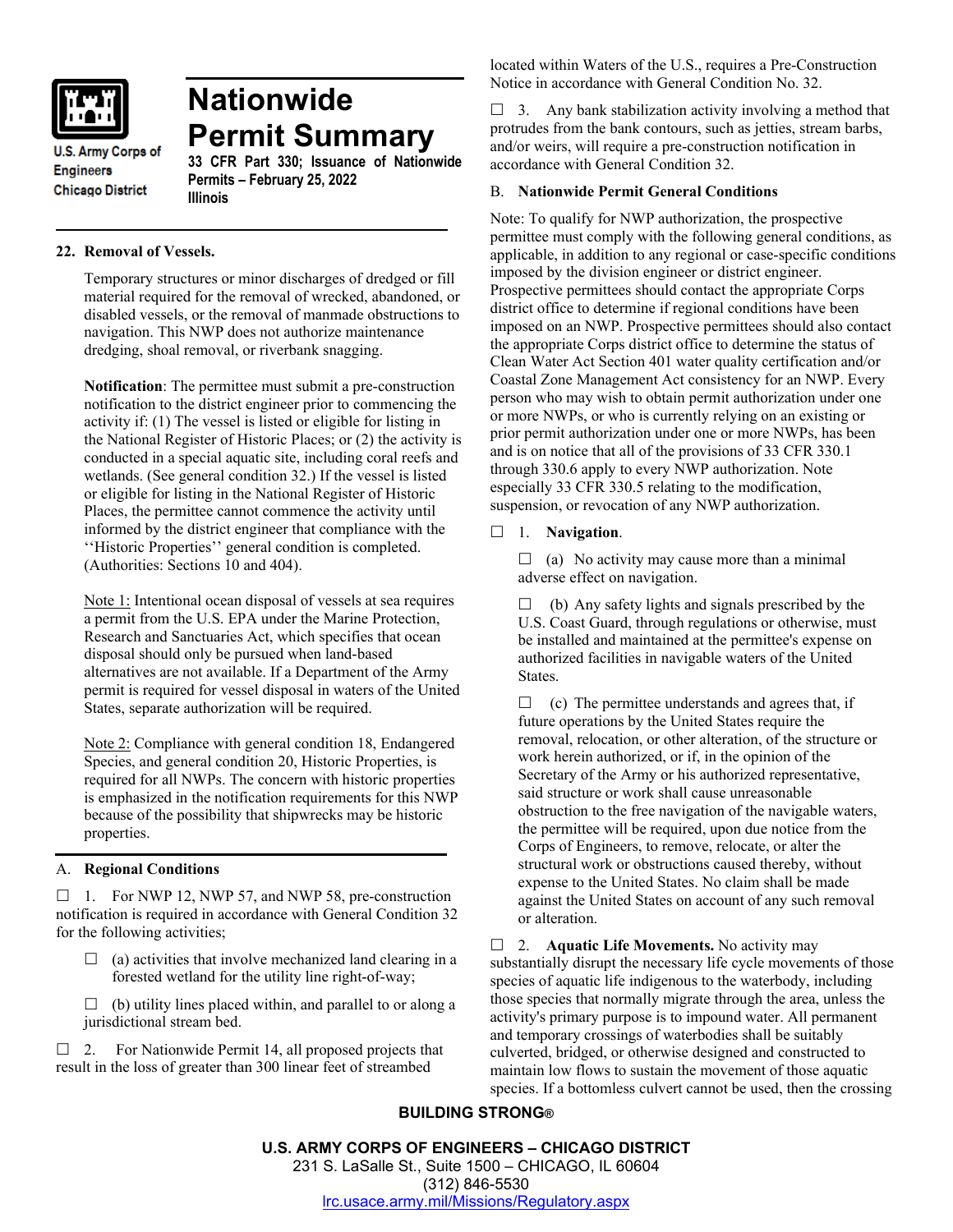U.S. Army Corps of Engineers
Chicago District

# Nationwide Permit Summary

**33 CFR Part 330; Issuance of Nationwide Permits – February 25, 2022**
**Illinois**

## 22. Removal of Vessels.

Temporary structures or minor discharges of dredged or fill material required for the removal of wrecked, abandoned, or disabled vessels, or the removal of manmade obstructions to navigation. This NWP does not authorize maintenance dredging, shoal removal, or riverbank snagging.

**Notification**: The permittee must submit a pre-construction notification to the district engineer prior to commencing the activity if: (1) The vessel is listed or eligible for listing in the National Register of Historic Places; or (2) the activity is conducted in a special aquatic site, including coral reefs and wetlands. (See general condition 32.) If the vessel is listed or eligible for listing in the National Register of Historic Places, the permittee cannot commence the activity until informed by the district engineer that compliance with the ''Historic Properties'' general condition is completed. (Authorities: Sections 10 and 404).

Note 1: Intentional ocean disposal of vessels at sea requires a permit from the U.S. EPA under the Marine Protection, Research and Sanctuaries Act, which specifies that ocean disposal should only be pursued when land-based alternatives are not available. If a Department of the Army permit is required for vessel disposal in waters of the United States, separate authorization will be required.

Note 2: Compliance with general condition 18, Endangered Species, and general condition 20, Historic Properties, is required for all NWPs. The concern with historic properties is emphasized in the notification requirements for this NWP because of the possibility that shipwrecks may be historic properties.

## A. Regional Conditions

☐ 1. For NWP 12, NWP 57, and NWP 58, pre-construction notification is required in accordance with General Condition 32 for the following activities;

- ☐ (a) activities that involve mechanized land clearing in a forested wetland for the utility line right-of-way;
- ☐ (b) utility lines placed within, and parallel to or along a jurisdictional stream bed.

☐ 2. For Nationwide Permit 14, all proposed projects that result in the loss of greater than 300 linear feet of streambed located within Waters of the U.S., requires a Pre-Construction Notice in accordance with General Condition No. 32.

☐ 3. Any bank stabilization activity involving a method that protrudes from the bank contours, such as jetties, stream barbs, and/or weirs, will require a pre-construction notification in accordance with General Condition 32.

## B. Nationwide Permit General Conditions

Note: To qualify for NWP authorization, the prospective permittee must comply with the following general conditions, as applicable, in addition to any regional or case-specific conditions imposed by the division engineer or district engineer. Prospective permittees should contact the appropriate Corps district office to determine if regional conditions have been imposed on an NWP. Prospective permittees should also contact the appropriate Corps district office to determine the status of Clean Water Act Section 401 water quality certification and/or Coastal Zone Management Act consistency for an NWP. Every person who may wish to obtain permit authorization under one or more NWPs, or who is currently relying on an existing or prior permit authorization under one or more NWPs, has been and is on notice that all of the provisions of 33 CFR 330.1 through 330.6 apply to every NWP authorization. Note especially 33 CFR 330.5 relating to the modification, suspension, or revocation of any NWP authorization.

☐ 1. **Navigation**.

- ☐ (a) No activity may cause more than a minimal adverse effect on navigation.
- ☐ (b) Any safety lights and signals prescribed by the U.S. Coast Guard, through regulations or otherwise, must be installed and maintained at the permittee's expense on authorized facilities in navigable waters of the United States.
- ☐ (c) The permittee understands and agrees that, if future operations by the United States require the removal, relocation, or other alteration, of the structure or work herein authorized, or if, in the opinion of the Secretary of the Army or his authorized representative, said structure or work shall cause unreasonable obstruction to the free navigation of the navigable waters, the permittee will be required, upon due notice from the Corps of Engineers, to remove, relocate, or alter the structural work or obstructions caused thereby, without expense to the United States. No claim shall be made against the United States on account of any such removal or alteration.

☐ 2. **Aquatic Life Movements.** No activity may substantially disrupt the necessary life cycle movements of those species of aquatic life indigenous to the waterbody, including those species that normally migrate through the area, unless the activity's primary purpose is to impound water. All permanent and temporary crossings of waterbodies shall be suitably culverted, bridged, or otherwise designed and constructed to maintain low flows to sustain the movement of those aquatic species. If a bottomless culvert cannot be used, then the crossing

**BUILDING STRONG®**

**U.S. ARMY CORPS OF ENGINEERS – CHICAGO DISTRICT**
231 S. LaSalle St., Suite 1500 – CHICAGO, IL 60604
(312) 846-5530
lrc.usace.army.mil/Missions/Regulatory.aspx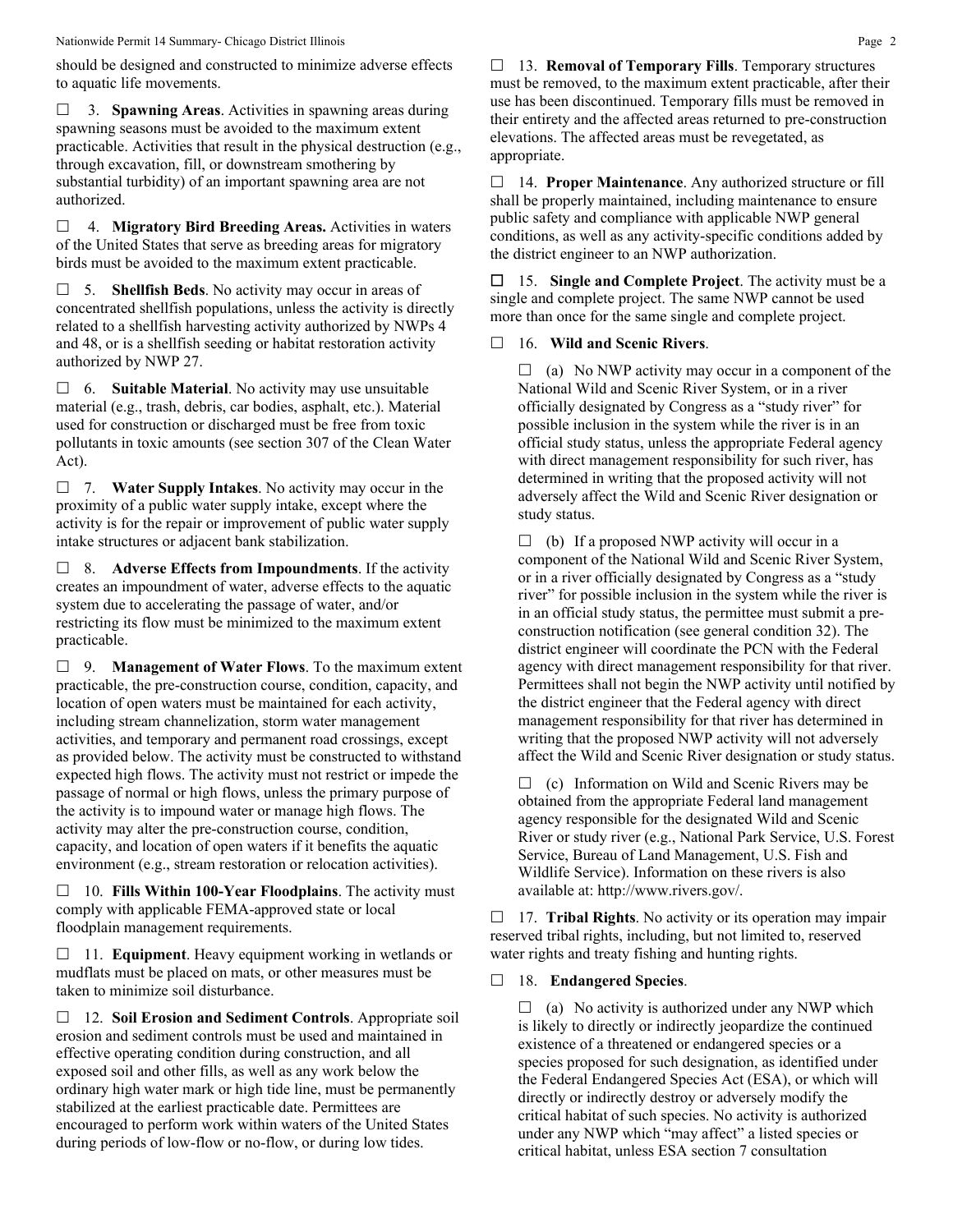should be designed and constructed to minimize adverse effects to aquatic life movements.

☐ 3. **Spawning Areas**. Activities in spawning areas during spawning seasons must be avoided to the maximum extent practicable. Activities that result in the physical destruction (e.g., through excavation, fill, or downstream smothering by substantial turbidity) of an important spawning area are not authorized.

☐ 4. **Migratory Bird Breeding Areas.** Activities in waters of the United States that serve as breeding areas for migratory birds must be avoided to the maximum extent practicable.

☐ 5. **Shellfish Beds**. No activity may occur in areas of concentrated shellfish populations, unless the activity is directly related to a shellfish harvesting activity authorized by NWPs 4 and 48, or is a shellfish seeding or habitat restoration activity authorized by NWP 27.

☐ 6. **Suitable Material**. No activity may use unsuitable material (e.g., trash, debris, car bodies, asphalt, etc.). Material used for construction or discharged must be free from toxic pollutants in toxic amounts (see section 307 of the Clean Water Act).

☐ 7. **Water Supply Intakes**. No activity may occur in the proximity of a public water supply intake, except where the activity is for the repair or improvement of public water supply intake structures or adjacent bank stabilization.

☐ 8. **Adverse Effects from Impoundments**. If the activity creates an impoundment of water, adverse effects to the aquatic system due to accelerating the passage of water, and/or restricting its flow must be minimized to the maximum extent practicable.

☐ 9. **Management of Water Flows**. To the maximum extent practicable, the pre-construction course, condition, capacity, and location of open waters must be maintained for each activity, including stream channelization, storm water management activities, and temporary and permanent road crossings, except as provided below. The activity must be constructed to withstand expected high flows. The activity must not restrict or impede the passage of normal or high flows, unless the primary purpose of the activity is to impound water or manage high flows. The activity may alter the pre-construction course, condition, capacity, and location of open waters if it benefits the aquatic environment (e.g., stream restoration or relocation activities).

☐ 10. **Fills Within 100-Year Floodplains**. The activity must comply with applicable FEMA-approved state or local floodplain management requirements.

☐ 11. **Equipment**. Heavy equipment working in wetlands or mudflats must be placed on mats, or other measures must be taken to minimize soil disturbance.

☐ 12. **Soil Erosion and Sediment Controls**. Appropriate soil erosion and sediment controls must be used and maintained in effective operating condition during construction, and all exposed soil and other fills, as well as any work below the ordinary high water mark or high tide line, must be permanently stabilized at the earliest practicable date. Permittees are encouraged to perform work within waters of the United States during periods of low-flow or no-flow, or during low tides.

☐ 13. **Removal of Temporary Fills**. Temporary structures must be removed, to the maximum extent practicable, after their use has been discontinued. Temporary fills must be removed in their entirety and the affected areas returned to pre-construction elevations. The affected areas must be revegetated, as appropriate.

☐ 14. **Proper Maintenance**. Any authorized structure or fill shall be properly maintained, including maintenance to ensure public safety and compliance with applicable NWP general conditions, as well as any activity-specific conditions added by the district engineer to an NWP authorization.

☐ 15. **Single and Complete Project**. The activity must be a single and complete project. The same NWP cannot be used more than once for the same single and complete project.

☐ 16. **Wild and Scenic Rivers**.

☐ (a) No NWP activity may occur in a component of the National Wild and Scenic River System, or in a river officially designated by Congress as a "study river" for possible inclusion in the system while the river is in an official study status, unless the appropriate Federal agency with direct management responsibility for such river, has determined in writing that the proposed activity will not adversely affect the Wild and Scenic River designation or study status.

☐ (b) If a proposed NWP activity will occur in a component of the National Wild and Scenic River System, or in a river officially designated by Congress as a "study river" for possible inclusion in the system while the river is in an official study status, the permittee must submit a pre-construction notification (see general condition 32). The district engineer will coordinate the PCN with the Federal agency with direct management responsibility for that river. Permittees shall not begin the NWP activity until notified by the district engineer that the Federal agency with direct management responsibility for that river has determined in writing that the proposed NWP activity will not adversely affect the Wild and Scenic River designation or study status.

☐ (c) Information on Wild and Scenic Rivers may be obtained from the appropriate Federal land management agency responsible for the designated Wild and Scenic River or study river (e.g., National Park Service, U.S. Forest Service, Bureau of Land Management, U.S. Fish and Wildlife Service). Information on these rivers is also available at: http://www.rivers.gov/.

☐ 17. **Tribal Rights**. No activity or its operation may impair reserved tribal rights, including, but not limited to, reserved water rights and treaty fishing and hunting rights.

☐ 18. **Endangered Species**.

☐ (a) No activity is authorized under any NWP which is likely to directly or indirectly jeopardize the continued existence of a threatened or endangered species or a species proposed for such designation, as identified under the Federal Endangered Species Act (ESA), or which will directly or indirectly destroy or adversely modify the critical habitat of such species. No activity is authorized under any NWP which "may affect" a listed species or critical habitat, unless ESA section 7 consultation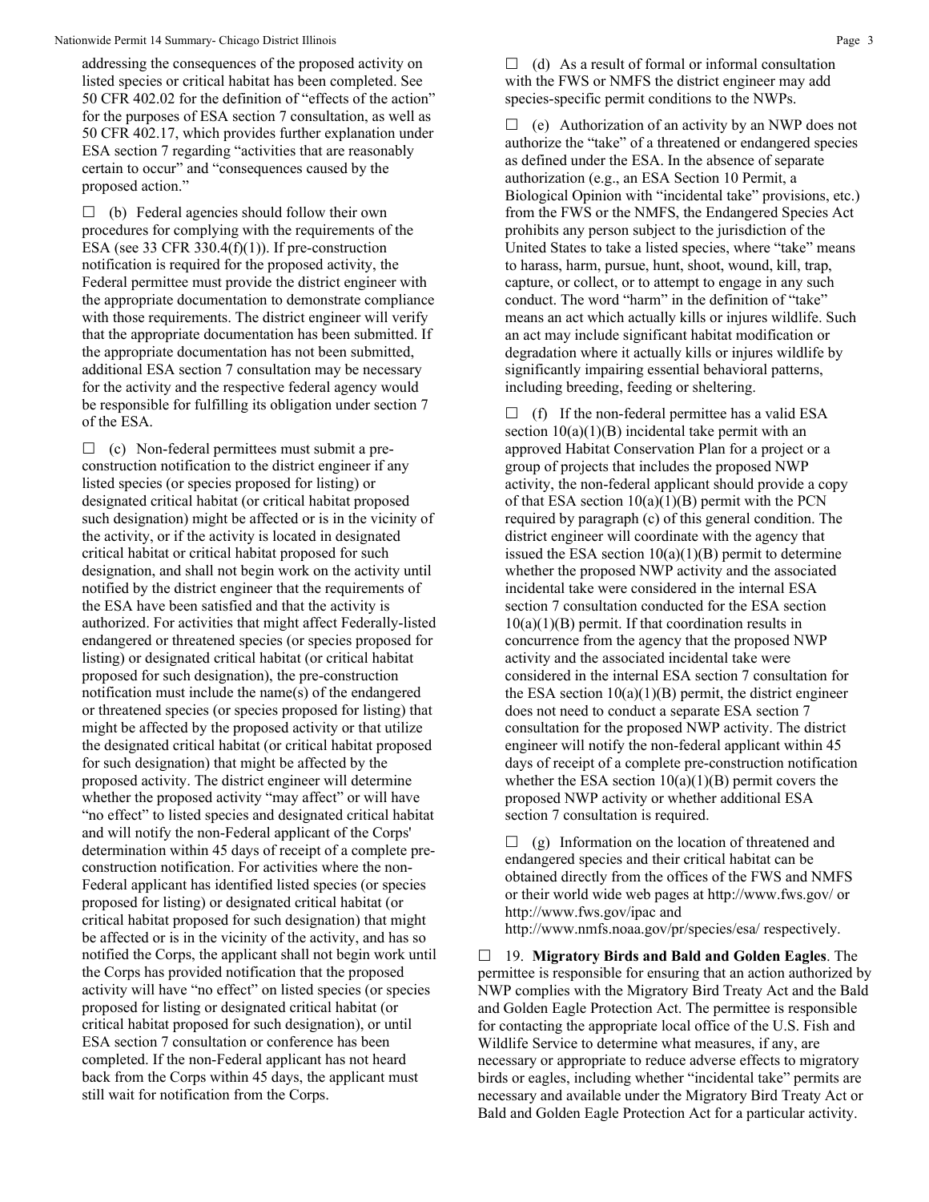addressing the consequences of the proposed activity on listed species or critical habitat has been completed. See 50 CFR 402.02 for the definition of "effects of the action" for the purposes of ESA section 7 consultation, as well as 50 CFR 402.17, which provides further explanation under ESA section 7 regarding "activities that are reasonably certain to occur" and "consequences caused by the proposed action."

☐ (b) Federal agencies should follow their own procedures for complying with the requirements of the ESA (see 33 CFR 330.4(f)(1)). If pre-construction notification is required for the proposed activity, the Federal permittee must provide the district engineer with the appropriate documentation to demonstrate compliance with those requirements. The district engineer will verify that the appropriate documentation has been submitted. If the appropriate documentation has not been submitted, additional ESA section 7 consultation may be necessary for the activity and the respective federal agency would be responsible for fulfilling its obligation under section 7 of the ESA.

☐ (c) Non-federal permittees must submit a pre-construction notification to the district engineer if any listed species (or species proposed for listing) or designated critical habitat (or critical habitat proposed such designation) might be affected or is in the vicinity of the activity, or if the activity is located in designated critical habitat or critical habitat proposed for such designation, and shall not begin work on the activity until notified by the district engineer that the requirements of the ESA have been satisfied and that the activity is authorized. For activities that might affect Federally-listed endangered or threatened species (or species proposed for listing) or designated critical habitat (or critical habitat proposed for such designation), the pre-construction notification must include the name(s) of the endangered or threatened species (or species proposed for listing) that might be affected by the proposed activity or that utilize the designated critical habitat (or critical habitat proposed for such designation) that might be affected by the proposed activity. The district engineer will determine whether the proposed activity "may affect" or will have "no effect" to listed species and designated critical habitat and will notify the non-Federal applicant of the Corps' determination within 45 days of receipt of a complete pre-construction notification. For activities where the non-Federal applicant has identified listed species (or species proposed for listing) or designated critical habitat (or critical habitat proposed for such designation) that might be affected or is in the vicinity of the activity, and has so notified the Corps, the applicant shall not begin work until the Corps has provided notification that the proposed activity will have "no effect" on listed species (or species proposed for listing or designated critical habitat (or critical habitat proposed for such designation), or until ESA section 7 consultation or conference has been completed. If the non-Federal applicant has not heard back from the Corps within 45 days, the applicant must still wait for notification from the Corps.

☐ (d) As a result of formal or informal consultation with the FWS or NMFS the district engineer may add species-specific permit conditions to the NWPs.

☐ (e) Authorization of an activity by an NWP does not authorize the "take" of a threatened or endangered species as defined under the ESA. In the absence of separate authorization (e.g., an ESA Section 10 Permit, a Biological Opinion with "incidental take" provisions, etc.) from the FWS or the NMFS, the Endangered Species Act prohibits any person subject to the jurisdiction of the United States to take a listed species, where "take" means to harass, harm, pursue, hunt, shoot, wound, kill, trap, capture, or collect, or to attempt to engage in any such conduct. The word "harm" in the definition of "take" means an act which actually kills or injures wildlife. Such an act may include significant habitat modification or degradation where it actually kills or injures wildlife by significantly impairing essential behavioral patterns, including breeding, feeding or sheltering.

☐ (f) If the non-federal permittee has a valid ESA section 10(a)(1)(B) incidental take permit with an approved Habitat Conservation Plan for a project or a group of projects that includes the proposed NWP activity, the non-federal applicant should provide a copy of that ESA section 10(a)(1)(B) permit with the PCN required by paragraph (c) of this general condition. The district engineer will coordinate with the agency that issued the ESA section 10(a)(1)(B) permit to determine whether the proposed NWP activity and the associated incidental take were considered in the internal ESA section 7 consultation conducted for the ESA section 10(a)(1)(B) permit. If that coordination results in concurrence from the agency that the proposed NWP activity and the associated incidental take were considered in the internal ESA section 7 consultation for the ESA section 10(a)(1)(B) permit, the district engineer does not need to conduct a separate ESA section 7 consultation for the proposed NWP activity. The district engineer will notify the non-federal applicant within 45 days of receipt of a complete pre-construction notification whether the ESA section 10(a)(1)(B) permit covers the proposed NWP activity or whether additional ESA section 7 consultation is required.

☐ (g) Information on the location of threatened and endangered species and their critical habitat can be obtained directly from the offices of the FWS and NMFS or their world wide web pages at http://www.fws.gov/ or http://www.fws.gov/ipac and http://www.nmfs.noaa.gov/pr/species/esa/ respectively.

☐ 19. **Migratory Birds and Bald and Golden Eagles**. The permittee is responsible for ensuring that an action authorized by NWP complies with the Migratory Bird Treaty Act and the Bald and Golden Eagle Protection Act. The permittee is responsible for contacting the appropriate local office of the U.S. Fish and Wildlife Service to determine what measures, if any, are necessary or appropriate to reduce adverse effects to migratory birds or eagles, including whether "incidental take" permits are necessary and available under the Migratory Bird Treaty Act or Bald and Golden Eagle Protection Act for a particular activity.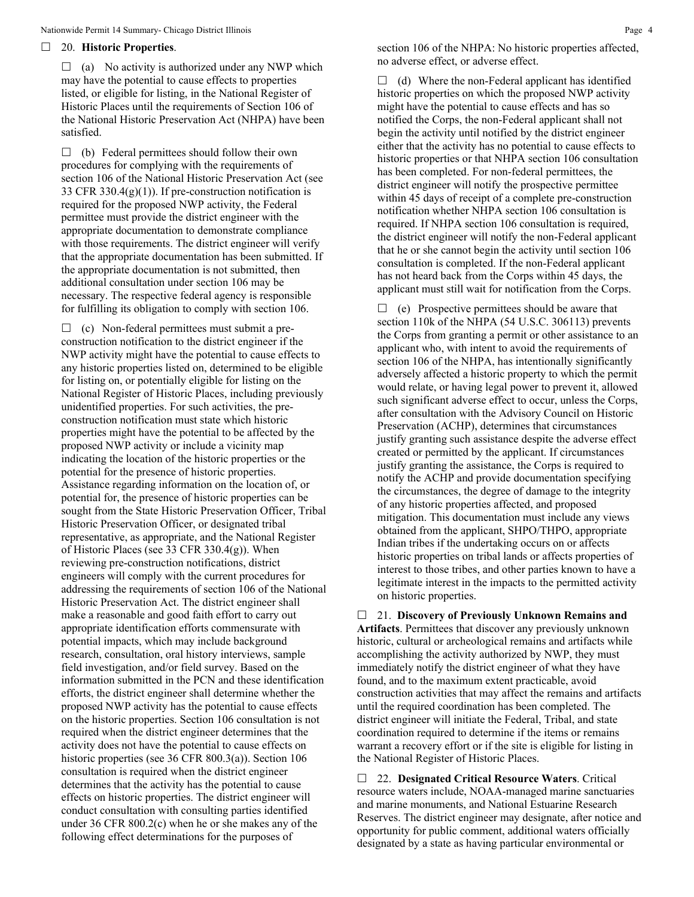☐ 20. **Historic Properties**.

☐ (a) No activity is authorized under any NWP which may have the potential to cause effects to properties listed, or eligible for listing, in the National Register of Historic Places until the requirements of Section 106 of the National Historic Preservation Act (NHPA) have been satisfied.

☐ (b) Federal permittees should follow their own procedures for complying with the requirements of section 106 of the National Historic Preservation Act (see 33 CFR 330.4(g)(1)). If pre-construction notification is required for the proposed NWP activity, the Federal permittee must provide the district engineer with the appropriate documentation to demonstrate compliance with those requirements. The district engineer will verify that the appropriate documentation has been submitted. If the appropriate documentation is not submitted, then additional consultation under section 106 may be necessary. The respective federal agency is responsible for fulfilling its obligation to comply with section 106.

☐ (c) Non-federal permittees must submit a pre-construction notification to the district engineer if the NWP activity might have the potential to cause effects to any historic properties listed on, determined to be eligible for listing on, or potentially eligible for listing on the National Register of Historic Places, including previously unidentified properties. For such activities, the pre-construction notification must state which historic properties might have the potential to be affected by the proposed NWP activity or include a vicinity map indicating the location of the historic properties or the potential for the presence of historic properties. Assistance regarding information on the location of, or potential for, the presence of historic properties can be sought from the State Historic Preservation Officer, Tribal Historic Preservation Officer, or designated tribal representative, as appropriate, and the National Register of Historic Places (see 33 CFR 330.4(g)). When reviewing pre-construction notifications, district engineers will comply with the current procedures for addressing the requirements of section 106 of the National Historic Preservation Act. The district engineer shall make a reasonable and good faith effort to carry out appropriate identification efforts commensurate with potential impacts, which may include background research, consultation, oral history interviews, sample field investigation, and/or field survey. Based on the information submitted in the PCN and these identification efforts, the district engineer shall determine whether the proposed NWP activity has the potential to cause effects on the historic properties. Section 106 consultation is not required when the district engineer determines that the activity does not have the potential to cause effects on historic properties (see 36 CFR 800.3(a)). Section 106 consultation is required when the district engineer determines that the activity has the potential to cause effects on historic properties. The district engineer will conduct consultation with consulting parties identified under 36 CFR 800.2(c) when he or she makes any of the following effect determinations for the purposes of section 106 of the NHPA: No historic properties affected, no adverse effect, or adverse effect.

☐ (d) Where the non-Federal applicant has identified historic properties on which the proposed NWP activity might have the potential to cause effects and has so notified the Corps, the non-Federal applicant shall not begin the activity until notified by the district engineer either that the activity has no potential to cause effects to historic properties or that NHPA section 106 consultation has been completed. For non-federal permittees, the district engineer will notify the prospective permittee within 45 days of receipt of a complete pre-construction notification whether NHPA section 106 consultation is required. If NHPA section 106 consultation is required, the district engineer will notify the non-Federal applicant that he or she cannot begin the activity until section 106 consultation is completed. If the non-Federal applicant has not heard back from the Corps within 45 days, the applicant must still wait for notification from the Corps.

☐ (e) Prospective permittees should be aware that section 110k of the NHPA (54 U.S.C. 306113) prevents the Corps from granting a permit or other assistance to an applicant who, with intent to avoid the requirements of section 106 of the NHPA, has intentionally significantly adversely affected a historic property to which the permit would relate, or having legal power to prevent it, allowed such significant adverse effect to occur, unless the Corps, after consultation with the Advisory Council on Historic Preservation (ACHP), determines that circumstances justify granting such assistance despite the adverse effect created or permitted by the applicant. If circumstances justify granting the assistance, the Corps is required to notify the ACHP and provide documentation specifying the circumstances, the degree of damage to the integrity of any historic properties affected, and proposed mitigation. This documentation must include any views obtained from the applicant, SHPO/THPO, appropriate Indian tribes if the undertaking occurs on or affects historic properties on tribal lands or affects properties of interest to those tribes, and other parties known to have a legitimate interest in the impacts to the permitted activity on historic properties.

☐ 21. **Discovery of Previously Unknown Remains and Artifacts**. Permittees that discover any previously unknown historic, cultural or archeological remains and artifacts while accomplishing the activity authorized by NWP, they must immediately notify the district engineer of what they have found, and to the maximum extent practicable, avoid construction activities that may affect the remains and artifacts until the required coordination has been completed. The district engineer will initiate the Federal, Tribal, and state coordination required to determine if the items or remains warrant a recovery effort or if the site is eligible for listing in the National Register of Historic Places.

☐ 22. **Designated Critical Resource Waters**. Critical resource waters include, NOAA-managed marine sanctuaries and marine monuments, and National Estuarine Research Reserves. The district engineer may designate, after notice and opportunity for public comment, additional waters officially designated by a state as having particular environmental or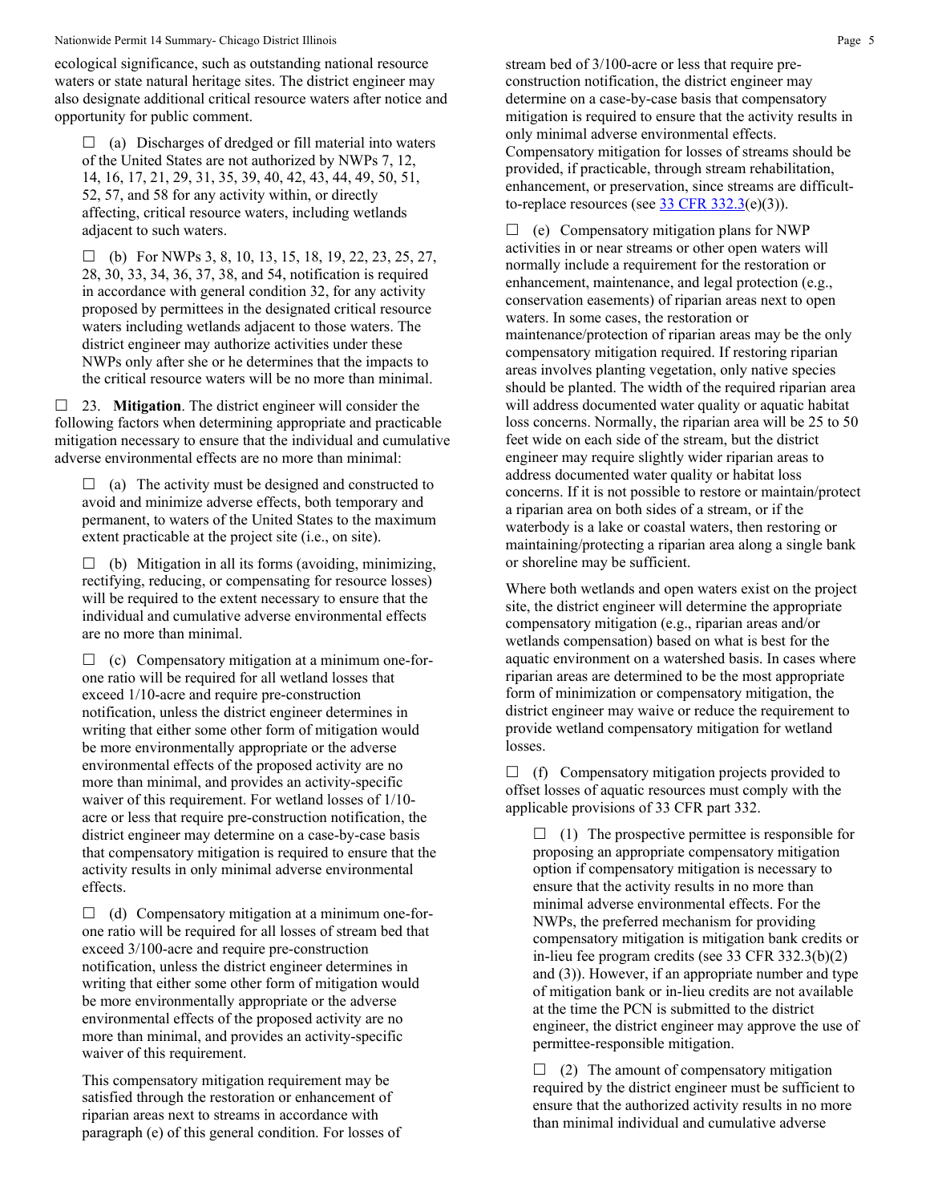ecological significance, such as outstanding national resource waters or state natural heritage sites. The district engineer may also designate additional critical resource waters after notice and opportunity for public comment.

☐ (a) Discharges of dredged or fill material into waters of the United States are not authorized by NWPs 7, 12, 14, 16, 17, 21, 29, 31, 35, 39, 40, 42, 43, 44, 49, 50, 51, 52, 57, and 58 for any activity within, or directly affecting, critical resource waters, including wetlands adjacent to such waters.

☐ (b) For NWPs 3, 8, 10, 13, 15, 18, 19, 22, 23, 25, 27, 28, 30, 33, 34, 36, 37, 38, and 54, notification is required in accordance with general condition 32, for any activity proposed by permittees in the designated critical resource waters including wetlands adjacent to those waters. The district engineer may authorize activities under these NWPs only after she or he determines that the impacts to the critical resource waters will be no more than minimal.

☐ 23. **Mitigation**. The district engineer will consider the following factors when determining appropriate and practicable mitigation necessary to ensure that the individual and cumulative adverse environmental effects are no more than minimal:

☐ (a) The activity must be designed and constructed to avoid and minimize adverse effects, both temporary and permanent, to waters of the United States to the maximum extent practicable at the project site (i.e., on site).

☐ (b) Mitigation in all its forms (avoiding, minimizing, rectifying, reducing, or compensating for resource losses) will be required to the extent necessary to ensure that the individual and cumulative adverse environmental effects are no more than minimal.

☐ (c) Compensatory mitigation at a minimum one-for-one ratio will be required for all wetland losses that exceed 1/10-acre and require pre-construction notification, unless the district engineer determines in writing that either some other form of mitigation would be more environmentally appropriate or the adverse environmental effects of the proposed activity are no more than minimal, and provides an activity-specific waiver of this requirement. For wetland losses of 1/10-acre or less that require pre-construction notification, the district engineer may determine on a case-by-case basis that compensatory mitigation is required to ensure that the activity results in only minimal adverse environmental effects.

☐ (d) Compensatory mitigation at a minimum one-for-one ratio will be required for all losses of stream bed that exceed 3/100-acre and require pre-construction notification, unless the district engineer determines in writing that either some other form of mitigation would be more environmentally appropriate or the adverse environmental effects of the proposed activity are no more than minimal, and provides an activity-specific waiver of this requirement.

This compensatory mitigation requirement may be satisfied through the restoration or enhancement of riparian areas next to streams in accordance with paragraph (e) of this general condition. For losses of stream bed of 3/100-acre or less that require pre-construction notification, the district engineer may determine on a case-by-case basis that compensatory mitigation is required to ensure that the activity results in only minimal adverse environmental effects. Compensatory mitigation for losses of streams should be provided, if practicable, through stream rehabilitation, enhancement, or preservation, since streams are difficult-to-replace resources (see 33 CFR 332.3(e)(3)).

☐ (e) Compensatory mitigation plans for NWP activities in or near streams or other open waters will normally include a requirement for the restoration or enhancement, maintenance, and legal protection (e.g., conservation easements) of riparian areas next to open waters. In some cases, the restoration or maintenance/protection of riparian areas may be the only compensatory mitigation required. If restoring riparian areas involves planting vegetation, only native species should be planted. The width of the required riparian area will address documented water quality or aquatic habitat loss concerns. Normally, the riparian area will be 25 to 50 feet wide on each side of the stream, but the district engineer may require slightly wider riparian areas to address documented water quality or habitat loss concerns. If it is not possible to restore or maintain/protect a riparian area on both sides of a stream, or if the waterbody is a lake or coastal waters, then restoring or maintaining/protecting a riparian area along a single bank or shoreline may be sufficient.

Where both wetlands and open waters exist on the project site, the district engineer will determine the appropriate compensatory mitigation (e.g., riparian areas and/or wetlands compensation) based on what is best for the aquatic environment on a watershed basis. In cases where riparian areas are determined to be the most appropriate form of minimization or compensatory mitigation, the district engineer may waive or reduce the requirement to provide wetland compensatory mitigation for wetland losses.

☐ (f) Compensatory mitigation projects provided to offset losses of aquatic resources must comply with the applicable provisions of 33 CFR part 332.

☐ (1) The prospective permittee is responsible for proposing an appropriate compensatory mitigation option if compensatory mitigation is necessary to ensure that the activity results in no more than minimal adverse environmental effects. For the NWPs, the preferred mechanism for providing compensatory mitigation is mitigation bank credits or in-lieu fee program credits (see 33 CFR 332.3(b)(2) and (3)). However, if an appropriate number and type of mitigation bank or in-lieu credits are not available at the time the PCN is submitted to the district engineer, the district engineer may approve the use of permittee-responsible mitigation.

☐ (2) The amount of compensatory mitigation required by the district engineer must be sufficient to ensure that the authorized activity results in no more than minimal individual and cumulative adverse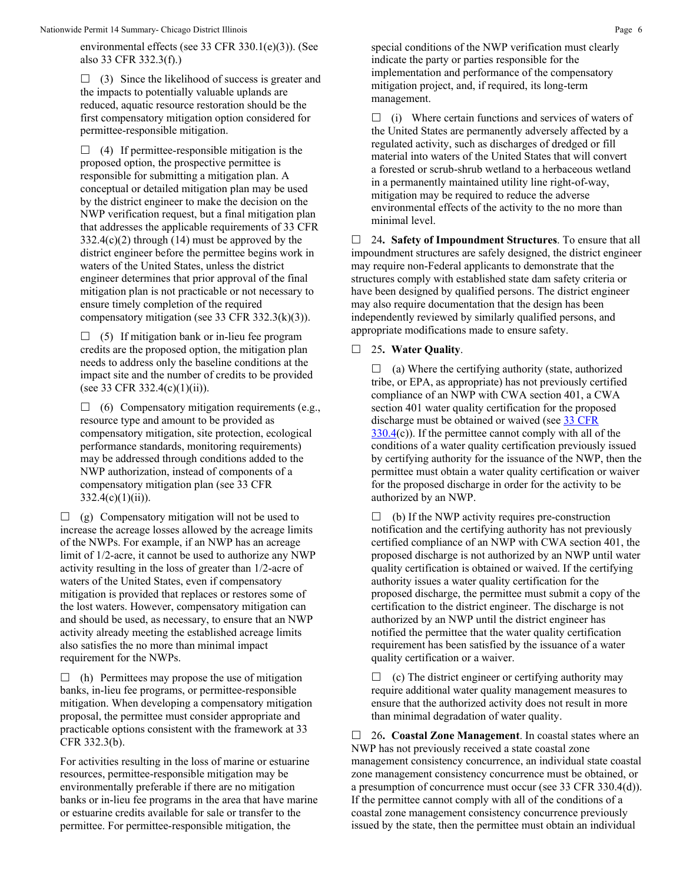environmental effects (see 33 CFR 330.1(e)(3)). (See also 33 CFR 332.3(f).)

☐ (3) Since the likelihood of success is greater and the impacts to potentially valuable uplands are reduced, aquatic resource restoration should be the first compensatory mitigation option considered for permittee-responsible mitigation.

☐ (4) If permittee-responsible mitigation is the proposed option, the prospective permittee is responsible for submitting a mitigation plan. A conceptual or detailed mitigation plan may be used by the district engineer to make the decision on the NWP verification request, but a final mitigation plan that addresses the applicable requirements of 33 CFR 332.4(c)(2) through (14) must be approved by the district engineer before the permittee begins work in waters of the United States, unless the district engineer determines that prior approval of the final mitigation plan is not practicable or not necessary to ensure timely completion of the required compensatory mitigation (see 33 CFR 332.3(k)(3)).

☐ (5) If mitigation bank or in-lieu fee program credits are the proposed option, the mitigation plan needs to address only the baseline conditions at the impact site and the number of credits to be provided (see 33 CFR 332.4(c)(1)(ii)).

☐ (6) Compensatory mitigation requirements (e.g., resource type and amount to be provided as compensatory mitigation, site protection, ecological performance standards, monitoring requirements) may be addressed through conditions added to the NWP authorization, instead of components of a compensatory mitigation plan (see 33 CFR 332.4(c)(1)(ii)).

☐ (g) Compensatory mitigation will not be used to increase the acreage losses allowed by the acreage limits of the NWPs. For example, if an NWP has an acreage limit of 1/2-acre, it cannot be used to authorize any NWP activity resulting in the loss of greater than 1/2-acre of waters of the United States, even if compensatory mitigation is provided that replaces or restores some of the lost waters. However, compensatory mitigation can and should be used, as necessary, to ensure that an NWP activity already meeting the established acreage limits also satisfies the no more than minimal impact requirement for the NWPs.

☐ (h) Permittees may propose the use of mitigation banks, in-lieu fee programs, or permittee-responsible mitigation. When developing a compensatory mitigation proposal, the permittee must consider appropriate and practicable options consistent with the framework at 33 CFR 332.3(b).

For activities resulting in the loss of marine or estuarine resources, permittee-responsible mitigation may be environmentally preferable if there are no mitigation banks or in-lieu fee programs in the area that have marine or estuarine credits available for sale or transfer to the permittee. For permittee-responsible mitigation, the special conditions of the NWP verification must clearly indicate the party or parties responsible for the implementation and performance of the compensatory mitigation project, and, if required, its long-term management.

☐ (i) Where certain functions and services of waters of the United States are permanently adversely affected by a regulated activity, such as discharges of dredged or fill material into waters of the United States that will convert a forested or scrub-shrub wetland to a herbaceous wetland in a permanently maintained utility line right-of-way, mitigation may be required to reduce the adverse environmental effects of the activity to the no more than minimal level.

☐ 24**. Safety of Impoundment Structures**. To ensure that all impoundment structures are safely designed, the district engineer may require non-Federal applicants to demonstrate that the structures comply with established state dam safety criteria or have been designed by qualified persons. The district engineer may also require documentation that the design has been independently reviewed by similarly qualified persons, and appropriate modifications made to ensure safety.

☐ 25**. Water Quality**.

☐ (a) Where the certifying authority (state, authorized tribe, or EPA, as appropriate) has not previously certified compliance of an NWP with CWA section 401, a CWA section 401 water quality certification for the proposed discharge must be obtained or waived (see [33 CFR 330.4](33 CFR 330.4)(c)). If the permittee cannot comply with all of the conditions of a water quality certification previously issued by certifying authority for the issuance of the NWP, then the permittee must obtain a water quality certification or waiver for the proposed discharge in order for the activity to be authorized by an NWP.

☐ (b) If the NWP activity requires pre-construction notification and the certifying authority has not previously certified compliance of an NWP with CWA section 401, the proposed discharge is not authorized by an NWP until water quality certification is obtained or waived. If the certifying authority issues a water quality certification for the proposed discharge, the permittee must submit a copy of the certification to the district engineer. The discharge is not authorized by an NWP until the district engineer has notified the permittee that the water quality certification requirement has been satisfied by the issuance of a water quality certification or a waiver.

☐ (c) The district engineer or certifying authority may require additional water quality management measures to ensure that the authorized activity does not result in more than minimal degradation of water quality.

☐ 26**. Coastal Zone Management**. In coastal states where an NWP has not previously received a state coastal zone management consistency concurrence, an individual state coastal zone management consistency concurrence must be obtained, or a presumption of concurrence must occur (see 33 CFR 330.4(d)). If the permittee cannot comply with all of the conditions of a coastal zone management consistency concurrence previously issued by the state, then the permittee must obtain an individual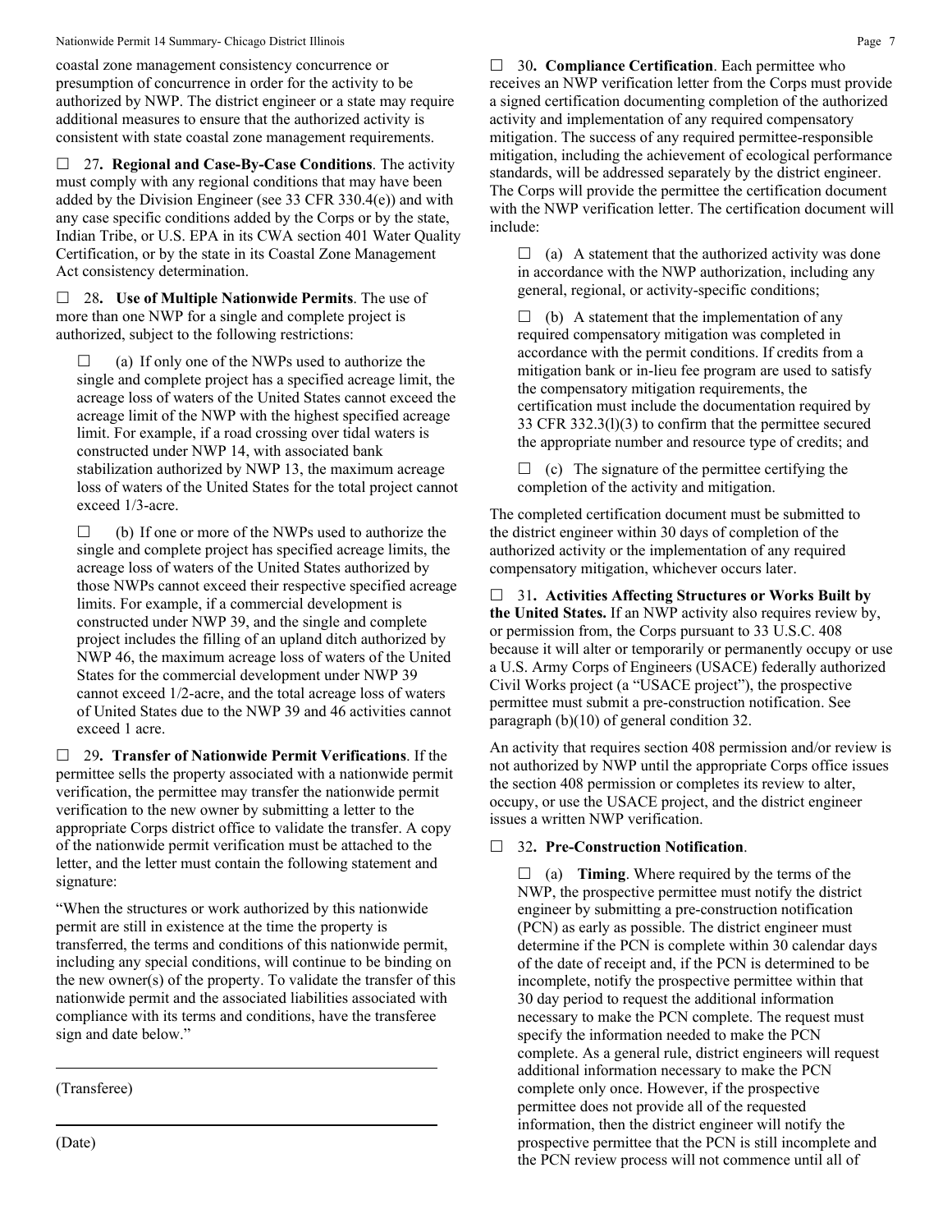coastal zone management consistency concurrence or presumption of concurrence in order for the activity to be authorized by NWP. The district engineer or a state may require additional measures to ensure that the authorized activity is consistent with state coastal zone management requirements.

☐ 27**. Regional and Case-By-Case Conditions**. The activity must comply with any regional conditions that may have been added by the Division Engineer (see 33 CFR 330.4(e)) and with any case specific conditions added by the Corps or by the state, Indian Tribe, or U.S. EPA in its CWA section 401 Water Quality Certification, or by the state in its Coastal Zone Management Act consistency determination.

☐ 28**. Use of Multiple Nationwide Permits**. The use of more than one NWP for a single and complete project is authorized, subject to the following restrictions:

☐ (a) If only one of the NWPs used to authorize the single and complete project has a specified acreage limit, the acreage loss of waters of the United States cannot exceed the acreage limit of the NWP with the highest specified acreage limit. For example, if a road crossing over tidal waters is constructed under NWP 14, with associated bank stabilization authorized by NWP 13, the maximum acreage loss of waters of the United States for the total project cannot exceed 1/3-acre.

☐ (b) If one or more of the NWPs used to authorize the single and complete project has specified acreage limits, the acreage loss of waters of the United States authorized by those NWPs cannot exceed their respective specified acreage limits. For example, if a commercial development is constructed under NWP 39, and the single and complete project includes the filling of an upland ditch authorized by NWP 46, the maximum acreage loss of waters of the United States for the commercial development under NWP 39 cannot exceed 1/2-acre, and the total acreage loss of waters of United States due to the NWP 39 and 46 activities cannot exceed 1 acre.

☐ 29**. Transfer of Nationwide Permit Verifications**. If the permittee sells the property associated with a nationwide permit verification, the permittee may transfer the nationwide permit verification to the new owner by submitting a letter to the appropriate Corps district office to validate the transfer. A copy of the nationwide permit verification must be attached to the letter, and the letter must contain the following statement and signature:

"When the structures or work authorized by this nationwide permit are still in existence at the time the property is transferred, the terms and conditions of this nationwide permit, including any special conditions, will continue to be binding on the new owner(s) of the property. To validate the transfer of this nationwide permit and the associated liabilities associated with compliance with its terms and conditions, have the transferee sign and date below."

\_\_\_\_\_\_\_\_\_\_\_\_\_\_\_\_\_\_\_\_\_\_\_\_\_\_\_\_\_\_\_\_\_\_\_\_\_\_\_\_

(Transferee)

\_\_\_\_\_\_\_\_\_\_\_\_\_\_\_\_\_\_\_\_\_\_\_\_\_\_\_\_\_\_\_\_\_\_\_\_\_\_\_\_

(Date)

☐ 30**. Compliance Certification**. Each permittee who receives an NWP verification letter from the Corps must provide a signed certification documenting completion of the authorized activity and implementation of any required compensatory mitigation. The success of any required permittee-responsible mitigation, including the achievement of ecological performance standards, will be addressed separately by the district engineer. The Corps will provide the permittee the certification document with the NWP verification letter. The certification document will include:

☐ (a) A statement that the authorized activity was done in accordance with the NWP authorization, including any general, regional, or activity-specific conditions;

☐ (b) A statement that the implementation of any required compensatory mitigation was completed in accordance with the permit conditions. If credits from a mitigation bank or in-lieu fee program are used to satisfy the compensatory mitigation requirements, the certification must include the documentation required by 33 CFR 332.3(l)(3) to confirm that the permittee secured the appropriate number and resource type of credits; and

☐ (c) The signature of the permittee certifying the completion of the activity and mitigation.

The completed certification document must be submitted to the district engineer within 30 days of completion of the authorized activity or the implementation of any required compensatory mitigation, whichever occurs later.

☐ 31**. Activities Affecting Structures or Works Built by the United States.** If an NWP activity also requires review by, or permission from, the Corps pursuant to 33 U.S.C. 408 because it will alter or temporarily or permanently occupy or use a U.S. Army Corps of Engineers (USACE) federally authorized Civil Works project (a "USACE project"), the prospective permittee must submit a pre-construction notification. See paragraph (b)(10) of general condition 32.

An activity that requires section 408 permission and/or review is not authorized by NWP until the appropriate Corps office issues the section 408 permission or completes its review to alter, occupy, or use the USACE project, and the district engineer issues a written NWP verification.

☐ 32**. Pre-Construction Notification**.

☐ (a) **Timing**. Where required by the terms of the NWP, the prospective permittee must notify the district engineer by submitting a pre-construction notification (PCN) as early as possible. The district engineer must determine if the PCN is complete within 30 calendar days of the date of receipt and, if the PCN is determined to be incomplete, notify the prospective permittee within that 30 day period to request the additional information necessary to make the PCN complete. The request must specify the information needed to make the PCN complete. As a general rule, district engineers will request additional information necessary to make the PCN complete only once. However, if the prospective permittee does not provide all of the requested information, then the district engineer will notify the prospective permittee that the PCN is still incomplete and the PCN review process will not commence until all of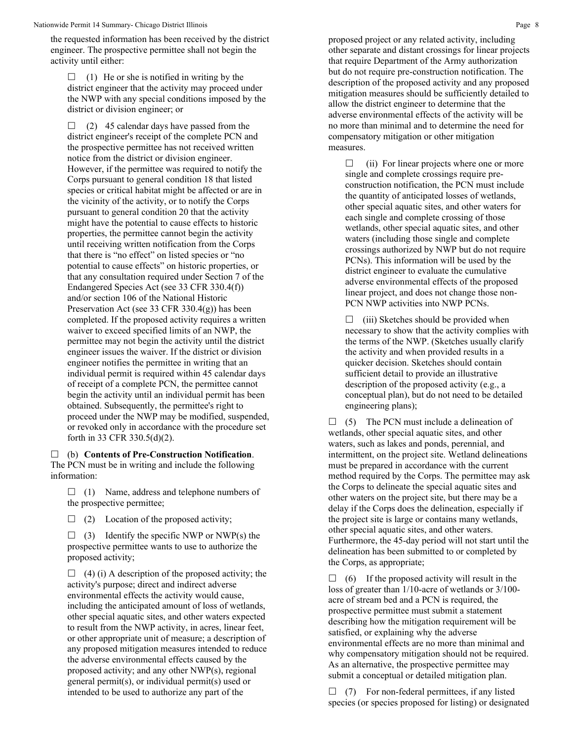the requested information has been received by the district engineer. The prospective permittee shall not begin the activity until either:

☐ (1) He or she is notified in writing by the district engineer that the activity may proceed under the NWP with any special conditions imposed by the district or division engineer; or

☐ (2) 45 calendar days have passed from the district engineer's receipt of the complete PCN and the prospective permittee has not received written notice from the district or division engineer. However, if the permittee was required to notify the Corps pursuant to general condition 18 that listed species or critical habitat might be affected or are in the vicinity of the activity, or to notify the Corps pursuant to general condition 20 that the activity might have the potential to cause effects to historic properties, the permittee cannot begin the activity until receiving written notification from the Corps that there is "no effect" on listed species or "no potential to cause effects" on historic properties, or that any consultation required under Section 7 of the Endangered Species Act (see 33 CFR 330.4(f)) and/or section 106 of the National Historic Preservation Act (see 33 CFR 330.4(g)) has been completed. If the proposed activity requires a written waiver to exceed specified limits of an NWP, the permittee may not begin the activity until the district engineer issues the waiver. If the district or division engineer notifies the permittee in writing that an individual permit is required within 45 calendar days of receipt of a complete PCN, the permittee cannot begin the activity until an individual permit has been obtained. Subsequently, the permittee's right to proceed under the NWP may be modified, suspended, or revoked only in accordance with the procedure set forth in 33 CFR 330.5(d)(2).

☐ (b) **Contents of Pre-Construction Notification**. The PCN must be in writing and include the following information:

☐ (1) Name, address and telephone numbers of the prospective permittee;

☐ (2) Location of the proposed activity;

☐ (3) Identify the specific NWP or NWP(s) the prospective permittee wants to use to authorize the proposed activity;

☐ (4) (i) A description of the proposed activity; the activity's purpose; direct and indirect adverse environmental effects the activity would cause, including the anticipated amount of loss of wetlands, other special aquatic sites, and other waters expected to result from the NWP activity, in acres, linear feet, or other appropriate unit of measure; a description of any proposed mitigation measures intended to reduce the adverse environmental effects caused by the proposed activity; and any other NWP(s), regional general permit(s), or individual permit(s) used or intended to be used to authorize any part of the proposed project or any related activity, including other separate and distant crossings for linear projects that require Department of the Army authorization but do not require pre-construction notification. The description of the proposed activity and any proposed mitigation measures should be sufficiently detailed to allow the district engineer to determine that the adverse environmental effects of the activity will be no more than minimal and to determine the need for compensatory mitigation or other mitigation measures.

☐ (ii) For linear projects where one or more single and complete crossings require pre-construction notification, the PCN must include the quantity of anticipated losses of wetlands, other special aquatic sites, and other waters for each single and complete crossing of those wetlands, other special aquatic sites, and other waters (including those single and complete crossings authorized by NWP but do not require PCNs). This information will be used by the district engineer to evaluate the cumulative adverse environmental effects of the proposed linear project, and does not change those non-PCN NWP activities into NWP PCNs.

☐ (iii) Sketches should be provided when necessary to show that the activity complies with the terms of the NWP. (Sketches usually clarify the activity and when provided results in a quicker decision. Sketches should contain sufficient detail to provide an illustrative description of the proposed activity (e.g., a conceptual plan), but do not need to be detailed engineering plans);

☐ (5) The PCN must include a delineation of wetlands, other special aquatic sites, and other waters, such as lakes and ponds, perennial, and intermittent, on the project site. Wetland delineations must be prepared in accordance with the current method required by the Corps. The permittee may ask the Corps to delineate the special aquatic sites and other waters on the project site, but there may be a delay if the Corps does the delineation, especially if the project site is large or contains many wetlands, other special aquatic sites, and other waters. Furthermore, the 45-day period will not start until the delineation has been submitted to or completed by the Corps, as appropriate;

☐ (6) If the proposed activity will result in the loss of greater than 1/10-acre of wetlands or 3/100-acre of stream bed and a PCN is required, the prospective permittee must submit a statement describing how the mitigation requirement will be satisfied, or explaining why the adverse environmental effects are no more than minimal and why compensatory mitigation should not be required. As an alternative, the prospective permittee may submit a conceptual or detailed mitigation plan.

☐ (7) For non-federal permittees, if any listed species (or species proposed for listing) or designated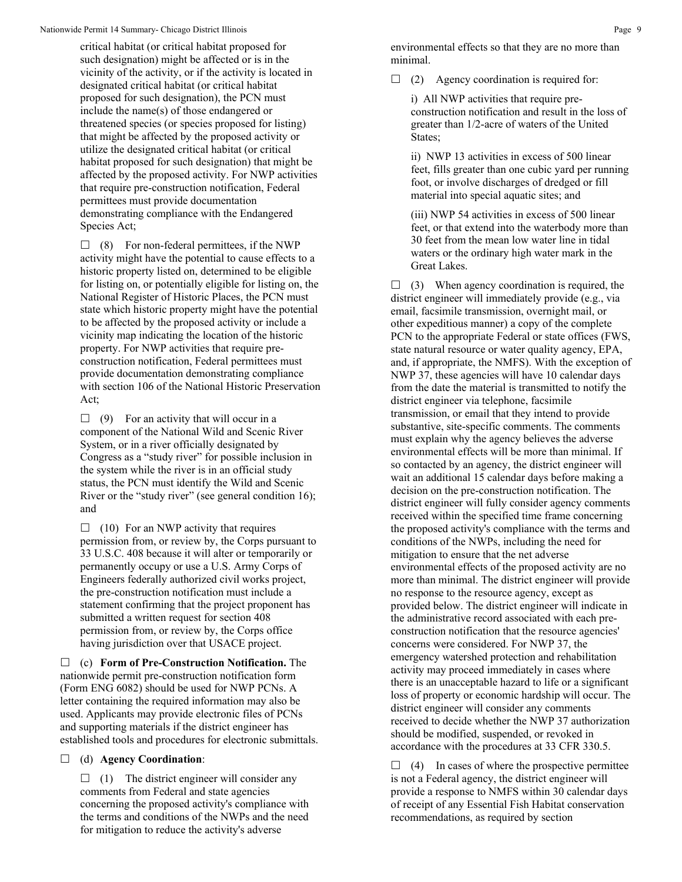critical habitat (or critical habitat proposed for such designation) might be affected or is in the vicinity of the activity, or if the activity is located in designated critical habitat (or critical habitat proposed for such designation), the PCN must include the name(s) of those endangered or threatened species (or species proposed for listing) that might be affected by the proposed activity or utilize the designated critical habitat (or critical habitat proposed for such designation) that might be affected by the proposed activity. For NWP activities that require pre-construction notification, Federal permittees must provide documentation demonstrating compliance with the Endangered Species Act;

☐ (8) For non-federal permittees, if the NWP activity might have the potential to cause effects to a historic property listed on, determined to be eligible for listing on, or potentially eligible for listing on, the National Register of Historic Places, the PCN must state which historic property might have the potential to be affected by the proposed activity or include a vicinity map indicating the location of the historic property. For NWP activities that require pre-construction notification, Federal permittees must provide documentation demonstrating compliance with section 106 of the National Historic Preservation Act;

☐ (9) For an activity that will occur in a component of the National Wild and Scenic River System, or in a river officially designated by Congress as a "study river" for possible inclusion in the system while the river is in an official study status, the PCN must identify the Wild and Scenic River or the "study river" (see general condition 16); and

☐ (10) For an NWP activity that requires permission from, or review by, the Corps pursuant to 33 U.S.C. 408 because it will alter or temporarily or permanently occupy or use a U.S. Army Corps of Engineers federally authorized civil works project, the pre-construction notification must include a statement confirming that the project proponent has submitted a written request for section 408 permission from, or review by, the Corps office having jurisdiction over that USACE project.

☐ (c) **Form of Pre-Construction Notification.** The nationwide permit pre-construction notification form (Form ENG 6082) should be used for NWP PCNs. A letter containing the required information may also be used. Applicants may provide electronic files of PCNs and supporting materials if the district engineer has established tools and procedures for electronic submittals.

☐ (d) **Agency Coordination**:

☐ (1) The district engineer will consider any comments from Federal and state agencies concerning the proposed activity's compliance with the terms and conditions of the NWPs and the need for mitigation to reduce the activity's adverse environmental effects so that they are no more than minimal.

☐ (2) Agency coordination is required for:

i) All NWP activities that require pre-construction notification and result in the loss of greater than 1/2-acre of waters of the United States;

ii) NWP 13 activities in excess of 500 linear feet, fills greater than one cubic yard per running foot, or involve discharges of dredged or fill material into special aquatic sites; and

(iii) NWP 54 activities in excess of 500 linear feet, or that extend into the waterbody more than 30 feet from the mean low water line in tidal waters or the ordinary high water mark in the Great Lakes.

☐ (3) When agency coordination is required, the district engineer will immediately provide (e.g., via email, facsimile transmission, overnight mail, or other expeditious manner) a copy of the complete PCN to the appropriate Federal or state offices (FWS, state natural resource or water quality agency, EPA, and, if appropriate, the NMFS). With the exception of NWP 37, these agencies will have 10 calendar days from the date the material is transmitted to notify the district engineer via telephone, facsimile transmission, or email that they intend to provide substantive, site-specific comments. The comments must explain why the agency believes the adverse environmental effects will be more than minimal. If so contacted by an agency, the district engineer will wait an additional 15 calendar days before making a decision on the pre-construction notification. The district engineer will fully consider agency comments received within the specified time frame concerning the proposed activity's compliance with the terms and conditions of the NWPs, including the need for mitigation to ensure that the net adverse environmental effects of the proposed activity are no more than minimal. The district engineer will provide no response to the resource agency, except as provided below. The district engineer will indicate in the administrative record associated with each pre-construction notification that the resource agencies' concerns were considered. For NWP 37, the emergency watershed protection and rehabilitation activity may proceed immediately in cases where there is an unacceptable hazard to life or a significant loss of property or economic hardship will occur. The district engineer will consider any comments received to decide whether the NWP 37 authorization should be modified, suspended, or revoked in accordance with the procedures at 33 CFR 330.5.

☐ (4) In cases of where the prospective permittee is not a Federal agency, the district engineer will provide a response to NMFS within 30 calendar days of receipt of any Essential Fish Habitat conservation recommendations, as required by section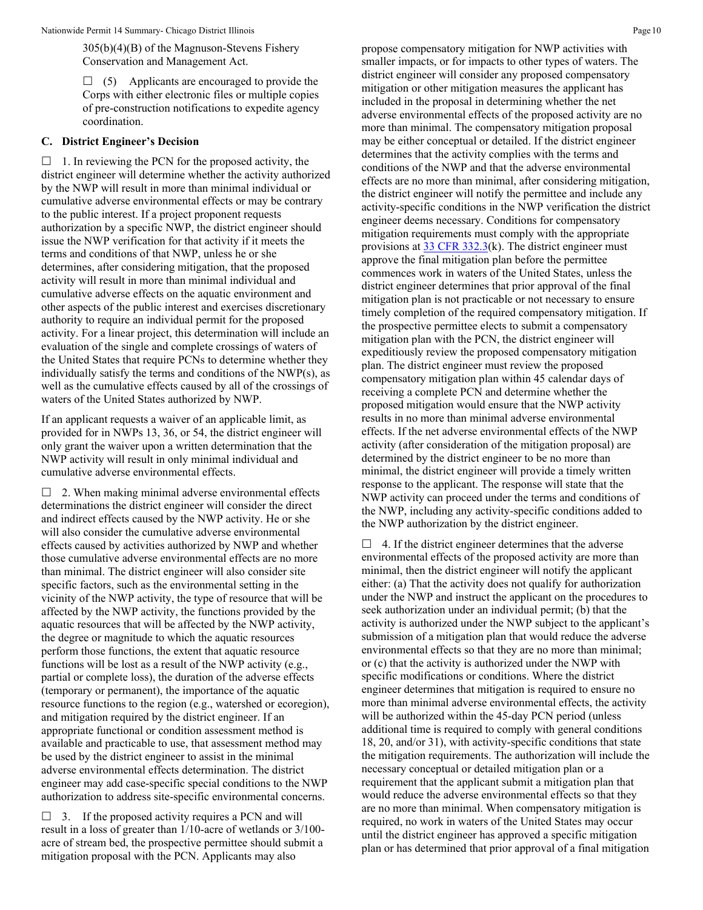305(b)(4)(B) of the Magnuson-Stevens Fishery Conservation and Management Act.

☐ (5) Applicants are encouraged to provide the Corps with either electronic files or multiple copies of pre-construction notifications to expedite agency coordination.

## C. District Engineer's Decision

☐ 1. In reviewing the PCN for the proposed activity, the district engineer will determine whether the activity authorized by the NWP will result in more than minimal individual or cumulative adverse environmental effects or may be contrary to the public interest. If a project proponent requests authorization by a specific NWP, the district engineer should issue the NWP verification for that activity if it meets the terms and conditions of that NWP, unless he or she determines, after considering mitigation, that the proposed activity will result in more than minimal individual and cumulative adverse effects on the aquatic environment and other aspects of the public interest and exercises discretionary authority to require an individual permit for the proposed activity. For a linear project, this determination will include an evaluation of the single and complete crossings of waters of the United States that require PCNs to determine whether they individually satisfy the terms and conditions of the NWP(s), as well as the cumulative effects caused by all of the crossings of waters of the United States authorized by NWP.

If an applicant requests a waiver of an applicable limit, as provided for in NWPs 13, 36, or 54, the district engineer will only grant the waiver upon a written determination that the NWP activity will result in only minimal individual and cumulative adverse environmental effects.

☐ 2. When making minimal adverse environmental effects determinations the district engineer will consider the direct and indirect effects caused by the NWP activity. He or she will also consider the cumulative adverse environmental effects caused by activities authorized by NWP and whether those cumulative adverse environmental effects are no more than minimal. The district engineer will also consider site specific factors, such as the environmental setting in the vicinity of the NWP activity, the type of resource that will be affected by the NWP activity, the functions provided by the aquatic resources that will be affected by the NWP activity, the degree or magnitude to which the aquatic resources perform those functions, the extent that aquatic resource functions will be lost as a result of the NWP activity (e.g., partial or complete loss), the duration of the adverse effects (temporary or permanent), the importance of the aquatic resource functions to the region (e.g., watershed or ecoregion), and mitigation required by the district engineer. If an appropriate functional or condition assessment method is available and practicable to use, that assessment method may be used by the district engineer to assist in the minimal adverse environmental effects determination. The district engineer may add case-specific special conditions to the NWP authorization to address site-specific environmental concerns.

☐ 3. If the proposed activity requires a PCN and will result in a loss of greater than 1/10-acre of wetlands or 3/100-acre of stream bed, the prospective permittee should submit a mitigation proposal with the PCN. Applicants may also propose compensatory mitigation for NWP activities with smaller impacts, or for impacts to other types of waters. The district engineer will consider any proposed compensatory mitigation or other mitigation measures the applicant has included in the proposal in determining whether the net adverse environmental effects of the proposed activity are no more than minimal. The compensatory mitigation proposal may be either conceptual or detailed. If the district engineer determines that the activity complies with the terms and conditions of the NWP and that the adverse environmental effects are no more than minimal, after considering mitigation, the district engineer will notify the permittee and include any activity-specific conditions in the NWP verification the district engineer deems necessary. Conditions for compensatory mitigation requirements must comply with the appropriate provisions at 33 CFR 332.3(k). The district engineer must approve the final mitigation plan before the permittee commences work in waters of the United States, unless the district engineer determines that prior approval of the final mitigation plan is not practicable or not necessary to ensure timely completion of the required compensatory mitigation. If the prospective permittee elects to submit a compensatory mitigation plan with the PCN, the district engineer will expeditiously review the proposed compensatory mitigation plan. The district engineer must review the proposed compensatory mitigation plan within 45 calendar days of receiving a complete PCN and determine whether the proposed mitigation would ensure that the NWP activity results in no more than minimal adverse environmental effects. If the net adverse environmental effects of the NWP activity (after consideration of the mitigation proposal) are determined by the district engineer to be no more than minimal, the district engineer will provide a timely written response to the applicant. The response will state that the NWP activity can proceed under the terms and conditions of the NWP, including any activity-specific conditions added to the NWP authorization by the district engineer.

☐ 4. If the district engineer determines that the adverse environmental effects of the proposed activity are more than minimal, then the district engineer will notify the applicant either: (a) That the activity does not qualify for authorization under the NWP and instruct the applicant on the procedures to seek authorization under an individual permit; (b) that the activity is authorized under the NWP subject to the applicant's submission of a mitigation plan that would reduce the adverse environmental effects so that they are no more than minimal; or (c) that the activity is authorized under the NWP with specific modifications or conditions. Where the district engineer determines that mitigation is required to ensure no more than minimal adverse environmental effects, the activity will be authorized within the 45-day PCN period (unless additional time is required to comply with general conditions 18, 20, and/or 31), with activity-specific conditions that state the mitigation requirements. The authorization will include the necessary conceptual or detailed mitigation plan or a requirement that the applicant submit a mitigation plan that would reduce the adverse environmental effects so that they are no more than minimal. When compensatory mitigation is required, no work in waters of the United States may occur until the district engineer has approved a specific mitigation plan or has determined that prior approval of a final mitigation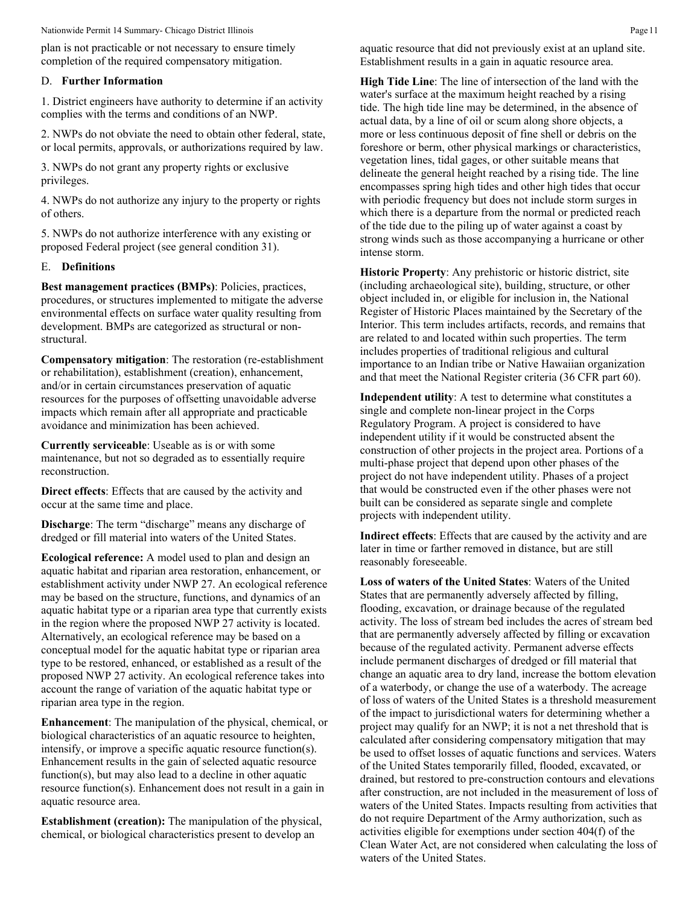plan is not practicable or not necessary to ensure timely completion of the required compensatory mitigation.

D. **Further Information**

1. District engineers have authority to determine if an activity complies with the terms and conditions of an NWP.

2. NWPs do not obviate the need to obtain other federal, state, or local permits, approvals, or authorizations required by law.

3. NWPs do not grant any property rights or exclusive privileges.

4. NWPs do not authorize any injury to the property or rights of others.

5. NWPs do not authorize interference with any existing or proposed Federal project (see general condition 31).

E. **Definitions**

**Best management practices (BMPs)**: Policies, practices, procedures, or structures implemented to mitigate the adverse environmental effects on surface water quality resulting from development. BMPs are categorized as structural or non-structural.

**Compensatory mitigation**: The restoration (re-establishment or rehabilitation), establishment (creation), enhancement, and/or in certain circumstances preservation of aquatic resources for the purposes of offsetting unavoidable adverse impacts which remain after all appropriate and practicable avoidance and minimization has been achieved.

**Currently serviceable**: Useable as is or with some maintenance, but not so degraded as to essentially require reconstruction.

**Direct effects**: Effects that are caused by the activity and occur at the same time and place.

**Discharge**: The term "discharge" means any discharge of dredged or fill material into waters of the United States.

**Ecological reference:** A model used to plan and design an aquatic habitat and riparian area restoration, enhancement, or establishment activity under NWP 27. An ecological reference may be based on the structure, functions, and dynamics of an aquatic habitat type or a riparian area type that currently exists in the region where the proposed NWP 27 activity is located. Alternatively, an ecological reference may be based on a conceptual model for the aquatic habitat type or riparian area type to be restored, enhanced, or established as a result of the proposed NWP 27 activity. An ecological reference takes into account the range of variation of the aquatic habitat type or riparian area type in the region.

**Enhancement**: The manipulation of the physical, chemical, or biological characteristics of an aquatic resource to heighten, intensify, or improve a specific aquatic resource function(s). Enhancement results in the gain of selected aquatic resource function(s), but may also lead to a decline in other aquatic resource function(s). Enhancement does not result in a gain in aquatic resource area.

**Establishment (creation):** The manipulation of the physical, chemical, or biological characteristics present to develop an aquatic resource that did not previously exist at an upland site. Establishment results in a gain in aquatic resource area.

**High Tide Line**: The line of intersection of the land with the water's surface at the maximum height reached by a rising tide. The high tide line may be determined, in the absence of actual data, by a line of oil or scum along shore objects, a more or less continuous deposit of fine shell or debris on the foreshore or berm, other physical markings or characteristics, vegetation lines, tidal gages, or other suitable means that delineate the general height reached by a rising tide. The line encompasses spring high tides and other high tides that occur with periodic frequency but does not include storm surges in which there is a departure from the normal or predicted reach of the tide due to the piling up of water against a coast by strong winds such as those accompanying a hurricane or other intense storm.

**Historic Property**: Any prehistoric or historic district, site (including archaeological site), building, structure, or other object included in, or eligible for inclusion in, the National Register of Historic Places maintained by the Secretary of the Interior. This term includes artifacts, records, and remains that are related to and located within such properties. The term includes properties of traditional religious and cultural importance to an Indian tribe or Native Hawaiian organization and that meet the National Register criteria (36 CFR part 60).

**Independent utility**: A test to determine what constitutes a single and complete non-linear project in the Corps Regulatory Program. A project is considered to have independent utility if it would be constructed absent the construction of other projects in the project area. Portions of a multi-phase project that depend upon other phases of the project do not have independent utility. Phases of a project that would be constructed even if the other phases were not built can be considered as separate single and complete projects with independent utility.

**Indirect effects**: Effects that are caused by the activity and are later in time or farther removed in distance, but are still reasonably foreseeable.

**Loss of waters of the United States**: Waters of the United States that are permanently adversely affected by filling, flooding, excavation, or drainage because of the regulated activity. The loss of stream bed includes the acres of stream bed that are permanently adversely affected by filling or excavation because of the regulated activity. Permanent adverse effects include permanent discharges of dredged or fill material that change an aquatic area to dry land, increase the bottom elevation of a waterbody, or change the use of a waterbody. The acreage of loss of waters of the United States is a threshold measurement of the impact to jurisdictional waters for determining whether a project may qualify for an NWP; it is not a net threshold that is calculated after considering compensatory mitigation that may be used to offset losses of aquatic functions and services. Waters of the United States temporarily filled, flooded, excavated, or drained, but restored to pre-construction contours and elevations after construction, are not included in the measurement of loss of waters of the United States. Impacts resulting from activities that do not require Department of the Army authorization, such as activities eligible for exemptions under section 404(f) of the Clean Water Act, are not considered when calculating the loss of waters of the United States.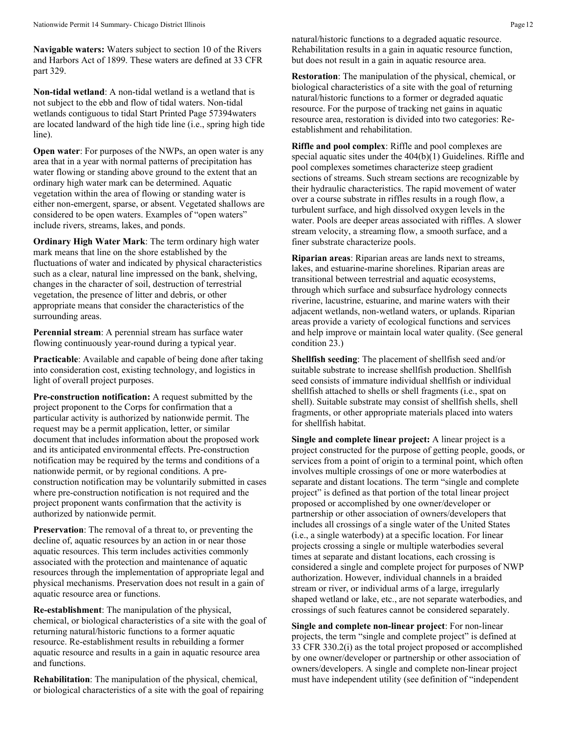**Navigable waters:** Waters subject to section 10 of the Rivers and Harbors Act of 1899. These waters are defined at 33 CFR part 329.

**Non-tidal wetland**: A non-tidal wetland is a wetland that is not subject to the ebb and flow of tidal waters. Non-tidal wetlands contiguous to tidal Start Printed Page 57394waters are located landward of the high tide line (i.e., spring high tide line).

**Open water**: For purposes of the NWPs, an open water is any area that in a year with normal patterns of precipitation has water flowing or standing above ground to the extent that an ordinary high water mark can be determined. Aquatic vegetation within the area of flowing or standing water is either non-emergent, sparse, or absent. Vegetated shallows are considered to be open waters. Examples of "open waters" include rivers, streams, lakes, and ponds.

**Ordinary High Water Mark**: The term ordinary high water mark means that line on the shore established by the fluctuations of water and indicated by physical characteristics such as a clear, natural line impressed on the bank, shelving, changes in the character of soil, destruction of terrestrial vegetation, the presence of litter and debris, or other appropriate means that consider the characteristics of the surrounding areas.

**Perennial stream**: A perennial stream has surface water flowing continuously year-round during a typical year.

**Practicable**: Available and capable of being done after taking into consideration cost, existing technology, and logistics in light of overall project purposes.

**Pre-construction notification:** A request submitted by the project proponent to the Corps for confirmation that a particular activity is authorized by nationwide permit. The request may be a permit application, letter, or similar document that includes information about the proposed work and its anticipated environmental effects. Pre-construction notification may be required by the terms and conditions of a nationwide permit, or by regional conditions. A pre-construction notification may be voluntarily submitted in cases where pre-construction notification is not required and the project proponent wants confirmation that the activity is authorized by nationwide permit.

**Preservation**: The removal of a threat to, or preventing the decline of, aquatic resources by an action in or near those aquatic resources. This term includes activities commonly associated with the protection and maintenance of aquatic resources through the implementation of appropriate legal and physical mechanisms. Preservation does not result in a gain of aquatic resource area or functions.

**Re-establishment**: The manipulation of the physical, chemical, or biological characteristics of a site with the goal of returning natural/historic functions to a former aquatic resource. Re-establishment results in rebuilding a former aquatic resource and results in a gain in aquatic resource area and functions.

**Rehabilitation**: The manipulation of the physical, chemical, or biological characteristics of a site with the goal of repairing natural/historic functions to a degraded aquatic resource. Rehabilitation results in a gain in aquatic resource function, but does not result in a gain in aquatic resource area.

**Restoration**: The manipulation of the physical, chemical, or biological characteristics of a site with the goal of returning natural/historic functions to a former or degraded aquatic resource. For the purpose of tracking net gains in aquatic resource area, restoration is divided into two categories: Re-establishment and rehabilitation.

**Riffle and pool complex**: Riffle and pool complexes are special aquatic sites under the 404(b)(1) Guidelines. Riffle and pool complexes sometimes characterize steep gradient sections of streams. Such stream sections are recognizable by their hydraulic characteristics. The rapid movement of water over a course substrate in riffles results in a rough flow, a turbulent surface, and high dissolved oxygen levels in the water. Pools are deeper areas associated with riffles. A slower stream velocity, a streaming flow, a smooth surface, and a finer substrate characterize pools.

**Riparian areas**: Riparian areas are lands next to streams, lakes, and estuarine-marine shorelines. Riparian areas are transitional between terrestrial and aquatic ecosystems, through which surface and subsurface hydrology connects riverine, lacustrine, estuarine, and marine waters with their adjacent wetlands, non-wetland waters, or uplands. Riparian areas provide a variety of ecological functions and services and help improve or maintain local water quality. (See general condition 23.)

**Shellfish seeding**: The placement of shellfish seed and/or suitable substrate to increase shellfish production. Shellfish seed consists of immature individual shellfish or individual shellfish attached to shells or shell fragments (i.e., spat on shell). Suitable substrate may consist of shellfish shells, shell fragments, or other appropriate materials placed into waters for shellfish habitat.

**Single and complete linear project:** A linear project is a project constructed for the purpose of getting people, goods, or services from a point of origin to a terminal point, which often involves multiple crossings of one or more waterbodies at separate and distant locations. The term "single and complete project" is defined as that portion of the total linear project proposed or accomplished by one owner/developer or partnership or other association of owners/developers that includes all crossings of a single water of the United States (i.e., a single waterbody) at a specific location. For linear projects crossing a single or multiple waterbodies several times at separate and distant locations, each crossing is considered a single and complete project for purposes of NWP authorization. However, individual channels in a braided stream or river, or individual arms of a large, irregularly shaped wetland or lake, etc., are not separate waterbodies, and crossings of such features cannot be considered separately.

**Single and complete non-linear project**: For non-linear projects, the term "single and complete project" is defined at 33 CFR 330.2(i) as the total project proposed or accomplished by one owner/developer or partnership or other association of owners/developers. A single and complete non-linear project must have independent utility (see definition of "independent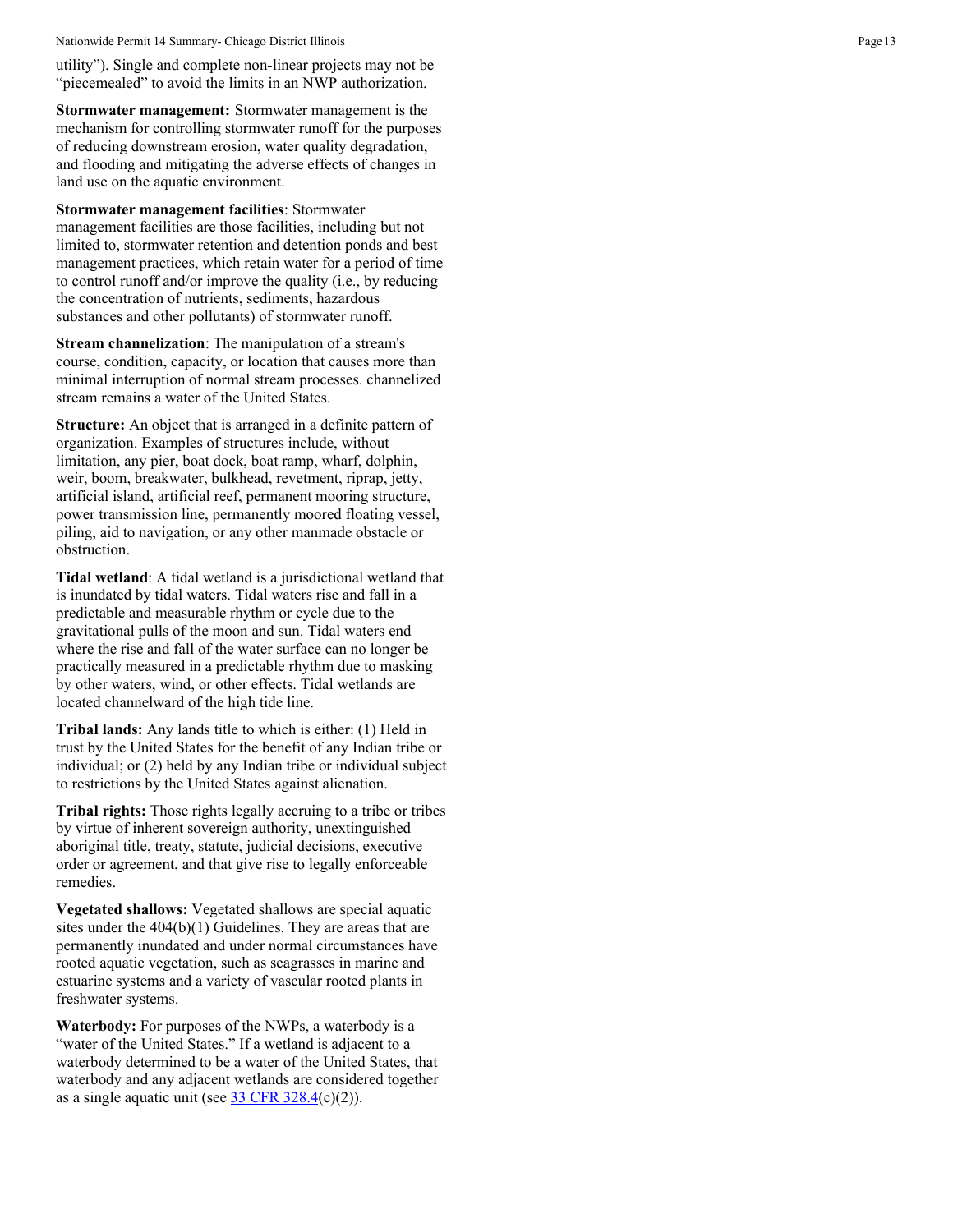utility"). Single and complete non-linear projects may not be "piecemealed" to avoid the limits in an NWP authorization.

**Stormwater management:** Stormwater management is the mechanism for controlling stormwater runoff for the purposes of reducing downstream erosion, water quality degradation, and flooding and mitigating the adverse effects of changes in land use on the aquatic environment.

**Stormwater management facilities**: Stormwater management facilities are those facilities, including but not limited to, stormwater retention and detention ponds and best management practices, which retain water for a period of time to control runoff and/or improve the quality (i.e., by reducing the concentration of nutrients, sediments, hazardous substances and other pollutants) of stormwater runoff.

**Stream channelization**: The manipulation of a stream's course, condition, capacity, or location that causes more than minimal interruption of normal stream processes. channelized stream remains a water of the United States.

**Structure:** An object that is arranged in a definite pattern of organization. Examples of structures include, without limitation, any pier, boat dock, boat ramp, wharf, dolphin, weir, boom, breakwater, bulkhead, revetment, riprap, jetty, artificial island, artificial reef, permanent mooring structure, power transmission line, permanently moored floating vessel, piling, aid to navigation, or any other manmade obstacle or obstruction.

**Tidal wetland**: A tidal wetland is a jurisdictional wetland that is inundated by tidal waters. Tidal waters rise and fall in a predictable and measurable rhythm or cycle due to the gravitational pulls of the moon and sun. Tidal waters end where the rise and fall of the water surface can no longer be practically measured in a predictable rhythm due to masking by other waters, wind, or other effects. Tidal wetlands are located channelward of the high tide line.

**Tribal lands:** Any lands title to which is either: (1) Held in trust by the United States for the benefit of any Indian tribe or individual; or (2) held by any Indian tribe or individual subject to restrictions by the United States against alienation.

**Tribal rights:** Those rights legally accruing to a tribe or tribes by virtue of inherent sovereign authority, unextinguished aboriginal title, treaty, statute, judicial decisions, executive order or agreement, and that give rise to legally enforceable remedies.

**Vegetated shallows:** Vegetated shallows are special aquatic sites under the 404(b)(1) Guidelines. They are areas that are permanently inundated and under normal circumstances have rooted aquatic vegetation, such as seagrasses in marine and estuarine systems and a variety of vascular rooted plants in freshwater systems.

**Waterbody:** For purposes of the NWPs, a waterbody is a "water of the United States." If a wetland is adjacent to a waterbody determined to be a water of the United States, that waterbody and any adjacent wetlands are considered together as a single aquatic unit (see 33 CFR 328.4(c)(2)).